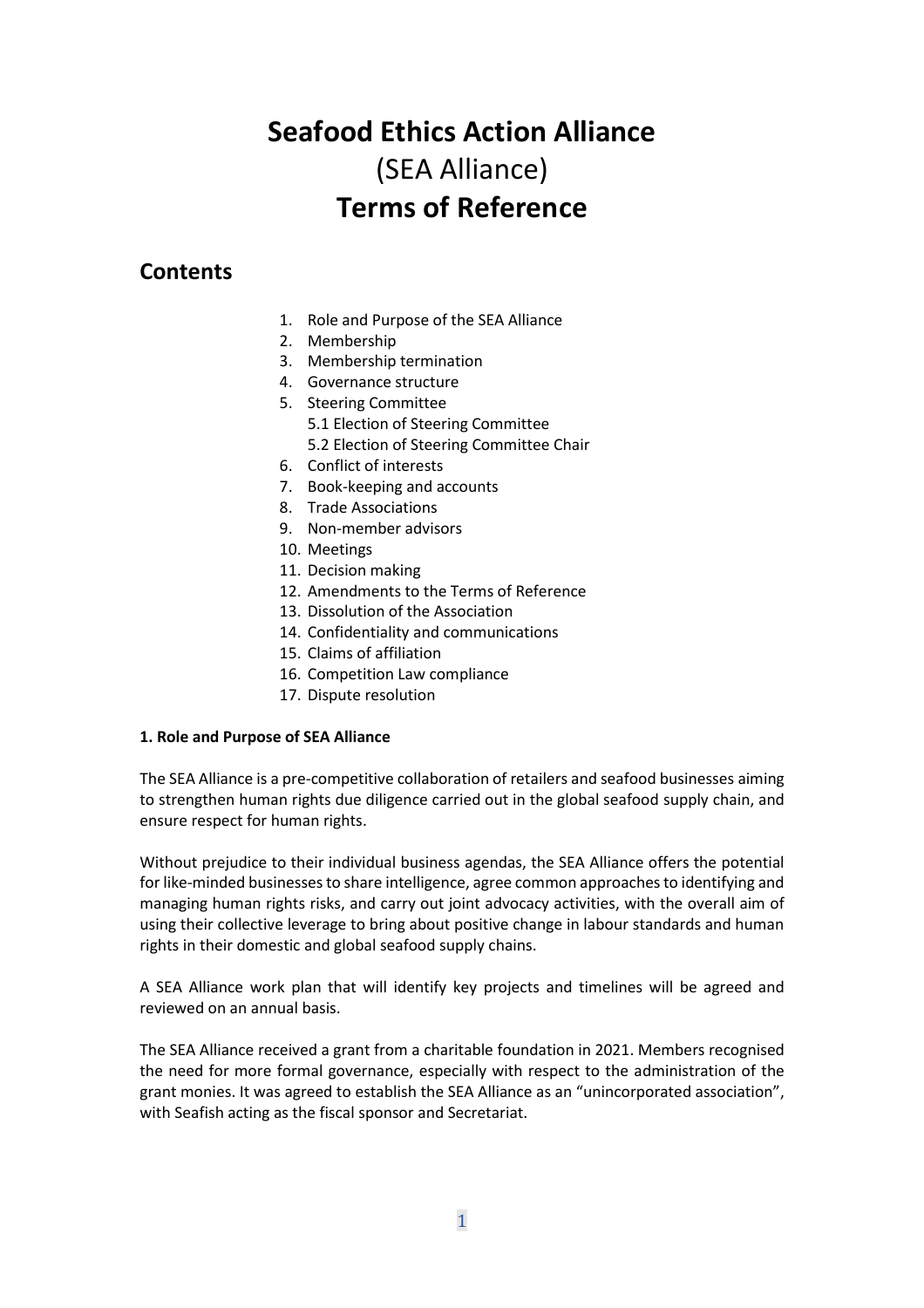# Seafood Ethics Action Alliance

(SEA Alliance)

# Terms of Reference

## Contents

1. Role and Purpose of the SEA Alliance
2. Membership
3. Membership termination
4. Governance structure
5. Steering Committee
   5.1 Election of Steering Committee
   5.2 Election of Steering Committee Chair
6. Conflict of interests
7. Book-keeping and accounts
8. Trade Associations
9. Non-member advisors
10. Meetings
11. Decision making
12. Amendments to the Terms of Reference
13. Dissolution of the Association
14. Confidentiality and communications
15. Claims of affiliation
16. Competition Law compliance
17. Dispute resolution

**1. Role and Purpose of SEA Alliance**

The SEA Alliance is a pre-competitive collaboration of retailers and seafood businesses aiming to strengthen human rights due diligence carried out in the global seafood supply chain, and ensure respect for human rights.

Without prejudice to their individual business agendas, the SEA Alliance offers the potential for like-minded businesses to share intelligence, agree common approaches to identifying and managing human rights risks, and carry out joint advocacy activities, with the overall aim of using their collective leverage to bring about positive change in labour standards and human rights in their domestic and global seafood supply chains.

A SEA Alliance work plan that will identify key projects and timelines will be agreed and reviewed on an annual basis.

The SEA Alliance received a grant from a charitable foundation in 2021. Members recognised the need for more formal governance, especially with respect to the administration of the grant monies. It was agreed to establish the SEA Alliance as an "unincorporated association", with Seafish acting as the fiscal sponsor and Secretariat.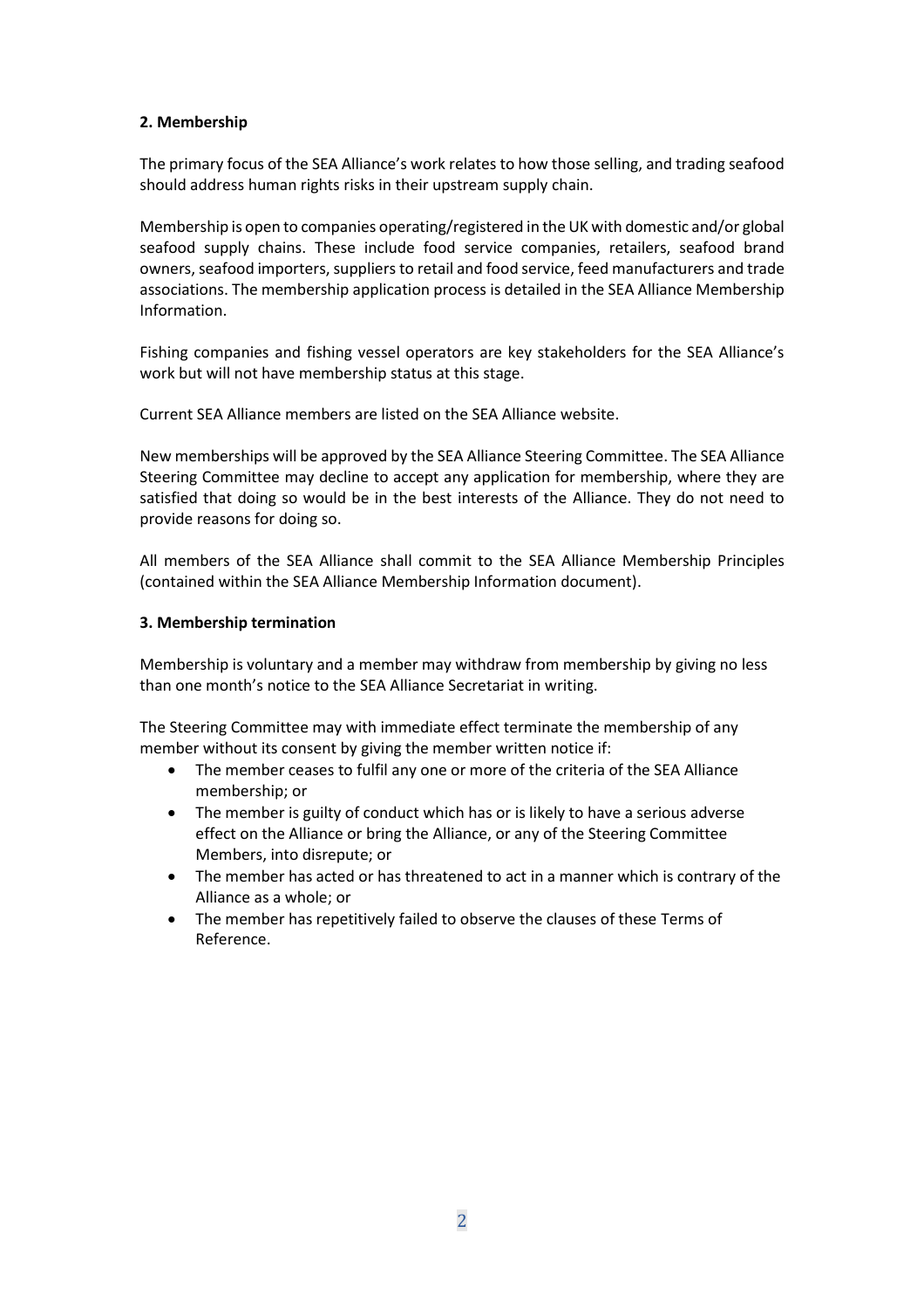## 2. Membership

The primary focus of the SEA Alliance's work relates to how those selling, and trading seafood should address human rights risks in their upstream supply chain.

Membership is open to companies operating/registered in the UK with domestic and/or global seafood supply chains. These include food service companies, retailers, seafood brand owners, seafood importers, suppliers to retail and food service, feed manufacturers and trade associations. The membership application process is detailed in the SEA Alliance Membership Information.

Fishing companies and fishing vessel operators are key stakeholders for the SEA Alliance's work but will not have membership status at this stage.

Current SEA Alliance members are listed on the SEA Alliance website.

New memberships will be approved by the SEA Alliance Steering Committee. The SEA Alliance Steering Committee may decline to accept any application for membership, where they are satisfied that doing so would be in the best interests of the Alliance. They do not need to provide reasons for doing so.

All members of the SEA Alliance shall commit to the SEA Alliance Membership Principles (contained within the SEA Alliance Membership Information document).

## 3. Membership termination

Membership is voluntary and a member may withdraw from membership by giving no less than one month's notice to the SEA Alliance Secretariat in writing.

The Steering Committee may with immediate effect terminate the membership of any member without its consent by giving the member written notice if:

- The member ceases to fulfil any one or more of the criteria of the SEA Alliance membership; or
- The member is guilty of conduct which has or is likely to have a serious adverse effect on the Alliance or bring the Alliance, or any of the Steering Committee Members, into disrepute; or
- The member has acted or has threatened to act in a manner which is contrary of the Alliance as a whole; or
- The member has repetitively failed to observe the clauses of these Terms of Reference.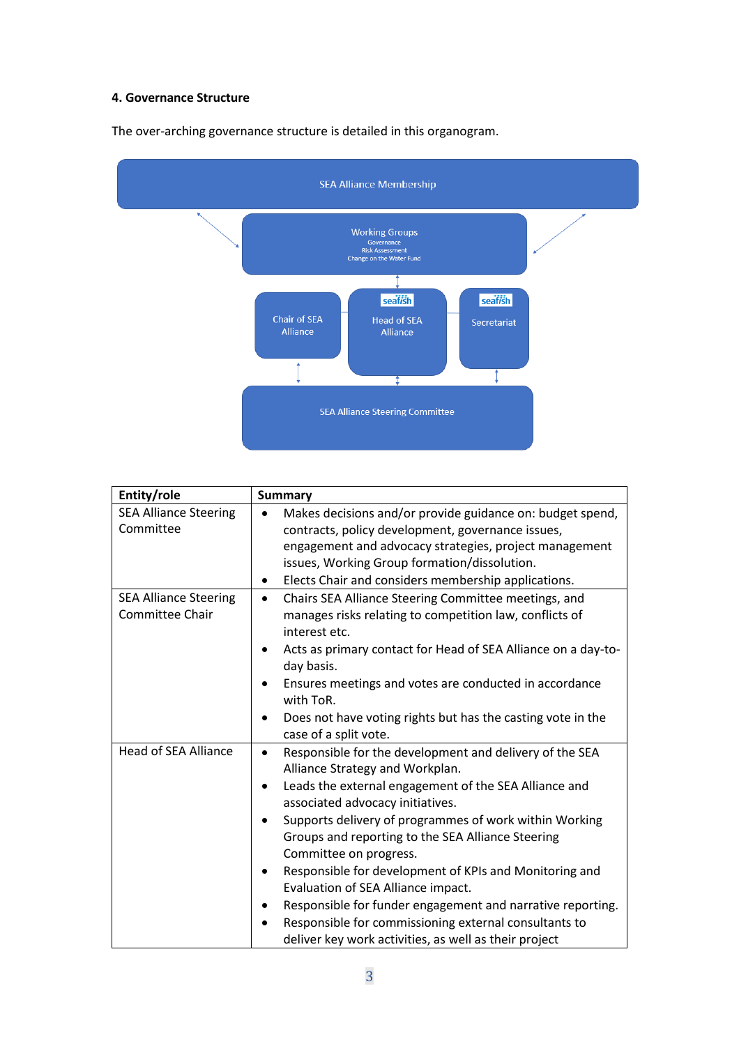**4. Governance Structure**

The over-arching governance structure is detailed in this organogram.

SEA Alliance Membership

Working Groups
Governance
Risk Assessment
Change on the Water Fund

Chair of SEA Alliance

seafish
Head of SEA Alliance

seafish
Secretariat

SEA Alliance Steering Committee

| Entity/role | Summary |
| --- | --- |
| SEA Alliance Steering Committee | • Makes decisions and/or provide guidance on: budget spend, contracts, policy development, governance issues, engagement and advocacy strategies, project management issues, Working Group formation/dissolution.<br>• Elects Chair and considers membership applications. |
| SEA Alliance Steering Committee Chair | • Chairs SEA Alliance Steering Committee meetings, and manages risks relating to competition law, conflicts of interest etc.<br>• Acts as primary contact for Head of SEA Alliance on a day-to-day basis.<br>• Ensures meetings and votes are conducted in accordance with ToR.<br>• Does not have voting rights but has the casting vote in the case of a split vote. |
| Head of SEA Alliance | • Responsible for the development and delivery of the SEA Alliance Strategy and Workplan.<br>• Leads the external engagement of the SEA Alliance and associated advocacy initiatives.<br>• Supports delivery of programmes of work within Working Groups and reporting to the SEA Alliance Steering Committee on progress.<br>• Responsible for development of KPIs and Monitoring and Evaluation of SEA Alliance impact.<br>• Responsible for funder engagement and narrative reporting.<br>• Responsible for commissioning external consultants to deliver key work activities, as well as their project |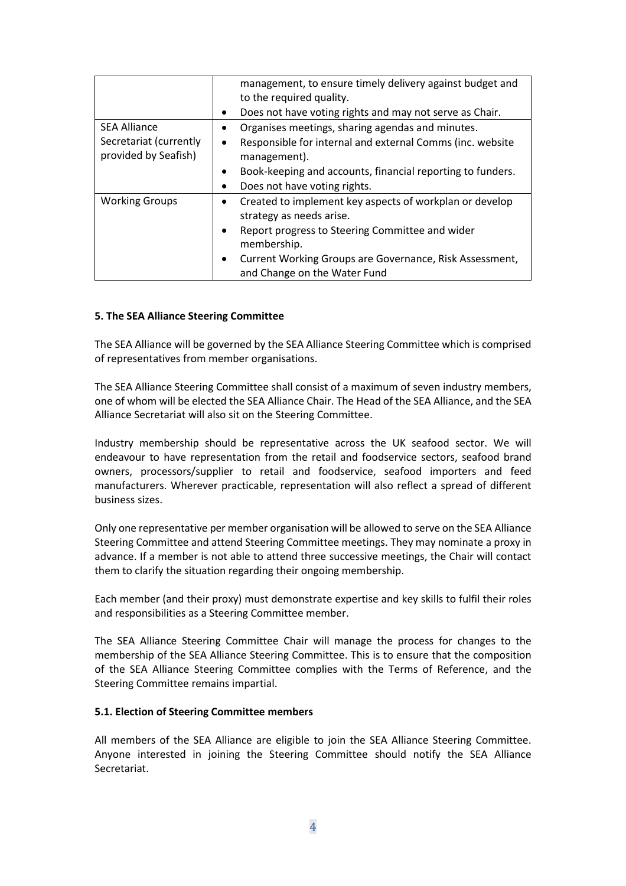| | |
|---|---|
| | management, to ensure timely delivery against budget and to the required quality.<br>• Does not have voting rights and may not serve as Chair. |
| SEA Alliance Secretariat (currently provided by Seafish) | • Organises meetings, sharing agendas and minutes.<br>• Responsible for internal and external Comms (inc. website management).<br>• Book-keeping and accounts, financial reporting to funders.<br>• Does not have voting rights. |
| Working Groups | • Created to implement key aspects of workplan or develop strategy as needs arise.<br>• Report progress to Steering Committee and wider membership.<br>• Current Working Groups are Governance, Risk Assessment, and Change on the Water Fund |

**5. The SEA Alliance Steering Committee**

The SEA Alliance will be governed by the SEA Alliance Steering Committee which is comprised of representatives from member organisations.

The SEA Alliance Steering Committee shall consist of a maximum of seven industry members, one of whom will be elected the SEA Alliance Chair. The Head of the SEA Alliance, and the SEA Alliance Secretariat will also sit on the Steering Committee.

Industry membership should be representative across the UK seafood sector. We will endeavour to have representation from the retail and foodservice sectors, seafood brand owners, processors/supplier to retail and foodservice, seafood importers and feed manufacturers. Wherever practicable, representation will also reflect a spread of different business sizes.

Only one representative per member organisation will be allowed to serve on the SEA Alliance Steering Committee and attend Steering Committee meetings. They may nominate a proxy in advance. If a member is not able to attend three successive meetings, the Chair will contact them to clarify the situation regarding their ongoing membership.

Each member (and their proxy) must demonstrate expertise and key skills to fulfil their roles and responsibilities as a Steering Committee member.

The SEA Alliance Steering Committee Chair will manage the process for changes to the membership of the SEA Alliance Steering Committee. This is to ensure that the composition of the SEA Alliance Steering Committee complies with the Terms of Reference, and the Steering Committee remains impartial.

**5.1. Election of Steering Committee members**

All members of the SEA Alliance are eligible to join the SEA Alliance Steering Committee. Anyone interested in joining the Steering Committee should notify the SEA Alliance Secretariat.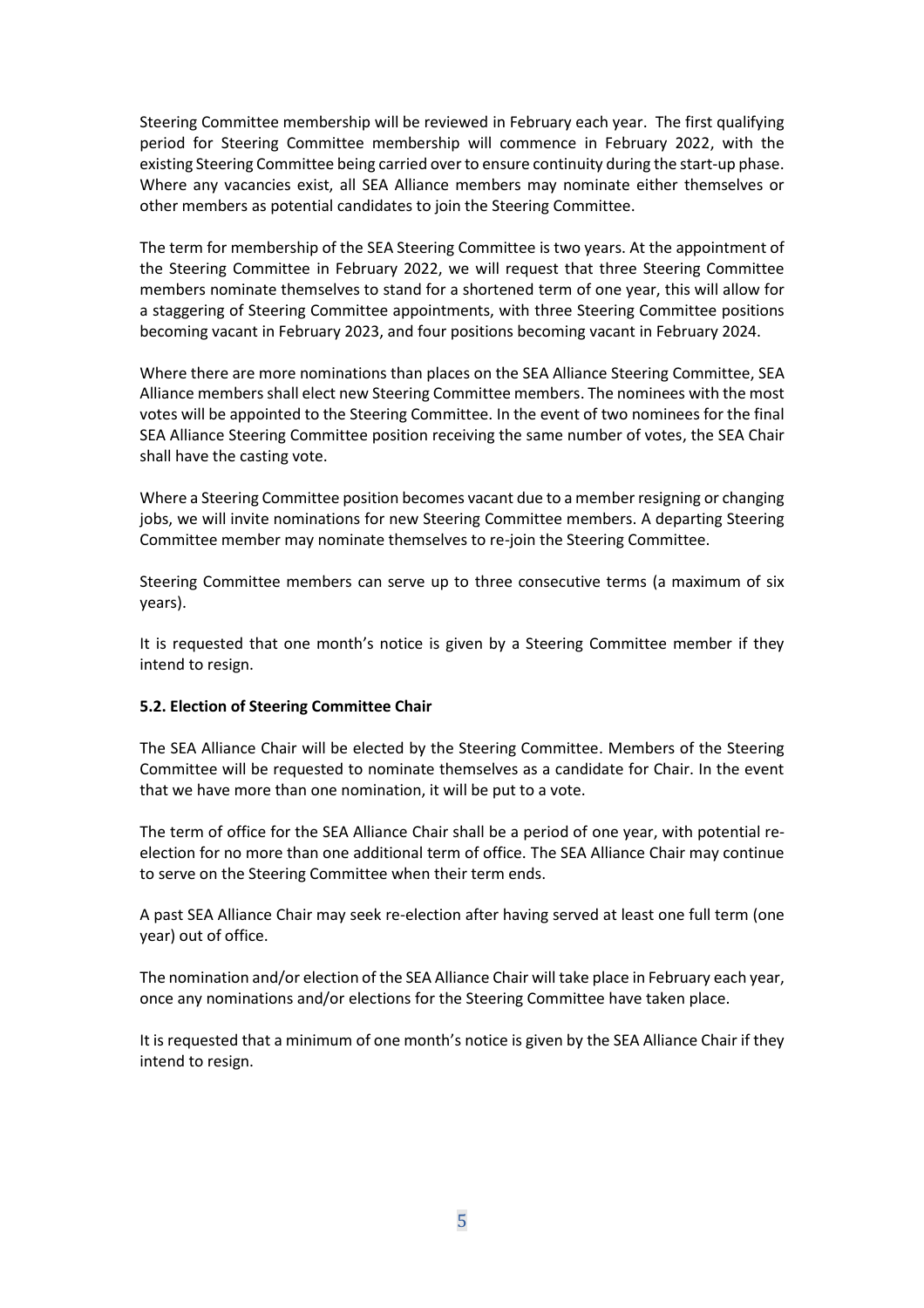Steering Committee membership will be reviewed in February each year. The first qualifying period for Steering Committee membership will commence in February 2022, with the existing Steering Committee being carried over to ensure continuity during the start-up phase. Where any vacancies exist, all SEA Alliance members may nominate either themselves or other members as potential candidates to join the Steering Committee.

The term for membership of the SEA Steering Committee is two years. At the appointment of the Steering Committee in February 2022, we will request that three Steering Committee members nominate themselves to stand for a shortened term of one year, this will allow for a staggering of Steering Committee appointments, with three Steering Committee positions becoming vacant in February 2023, and four positions becoming vacant in February 2024.

Where there are more nominations than places on the SEA Alliance Steering Committee, SEA Alliance members shall elect new Steering Committee members. The nominees with the most votes will be appointed to the Steering Committee. In the event of two nominees for the final SEA Alliance Steering Committee position receiving the same number of votes, the SEA Chair shall have the casting vote.

Where a Steering Committee position becomes vacant due to a member resigning or changing jobs, we will invite nominations for new Steering Committee members. A departing Steering Committee member may nominate themselves to re-join the Steering Committee.

Steering Committee members can serve up to three consecutive terms (a maximum of six years).

It is requested that one month's notice is given by a Steering Committee member if they intend to resign.

#### 5.2. Election of Steering Committee Chair

The SEA Alliance Chair will be elected by the Steering Committee. Members of the Steering Committee will be requested to nominate themselves as a candidate for Chair. In the event that we have more than one nomination, it will be put to a vote.

The term of office for the SEA Alliance Chair shall be a period of one year, with potential re-election for no more than one additional term of office. The SEA Alliance Chair may continue to serve on the Steering Committee when their term ends.

A past SEA Alliance Chair may seek re-election after having served at least one full term (one year) out of office.

The nomination and/or election of the SEA Alliance Chair will take place in February each year, once any nominations and/or elections for the Steering Committee have taken place.

It is requested that a minimum of one month's notice is given by the SEA Alliance Chair if they intend to resign.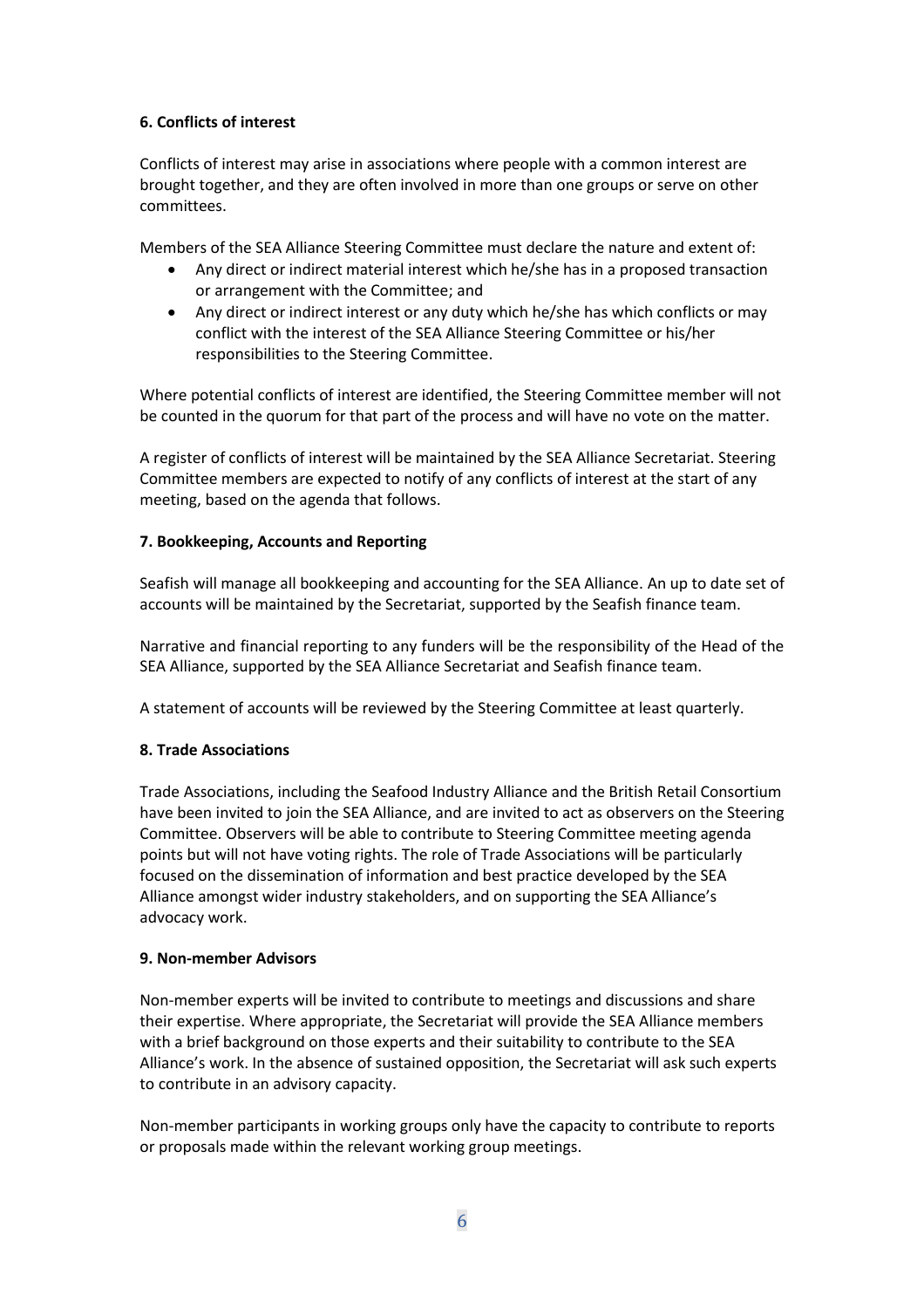**6. Conflicts of interest**

Conflicts of interest may arise in associations where people with a common interest are brought together, and they are often involved in more than one groups or serve on other committees.

Members of the SEA Alliance Steering Committee must declare the nature and extent of:

- Any direct or indirect material interest which he/she has in a proposed transaction or arrangement with the Committee; and
- Any direct or indirect interest or any duty which he/she has which conflicts or may conflict with the interest of the SEA Alliance Steering Committee or his/her responsibilities to the Steering Committee.

Where potential conflicts of interest are identified, the Steering Committee member will not be counted in the quorum for that part of the process and will have no vote on the matter.

A register of conflicts of interest will be maintained by the SEA Alliance Secretariat. Steering Committee members are expected to notify of any conflicts of interest at the start of any meeting, based on the agenda that follows.

**7. Bookkeeping, Accounts and Reporting**

Seafish will manage all bookkeeping and accounting for the SEA Alliance. An up to date set of accounts will be maintained by the Secretariat, supported by the Seafish finance team.

Narrative and financial reporting to any funders will be the responsibility of the Head of the SEA Alliance, supported by the SEA Alliance Secretariat and Seafish finance team.

A statement of accounts will be reviewed by the Steering Committee at least quarterly.

**8. Trade Associations**

Trade Associations, including the Seafood Industry Alliance and the British Retail Consortium have been invited to join the SEA Alliance, and are invited to act as observers on the Steering Committee. Observers will be able to contribute to Steering Committee meeting agenda points but will not have voting rights. The role of Trade Associations will be particularly focused on the dissemination of information and best practice developed by the SEA Alliance amongst wider industry stakeholders, and on supporting the SEA Alliance's advocacy work.

**9. Non-member Advisors**

Non-member experts will be invited to contribute to meetings and discussions and share their expertise. Where appropriate, the Secretariat will provide the SEA Alliance members with a brief background on those experts and their suitability to contribute to the SEA Alliance's work. In the absence of sustained opposition, the Secretariat will ask such experts to contribute in an advisory capacity.

Non-member participants in working groups only have the capacity to contribute to reports or proposals made within the relevant working group meetings.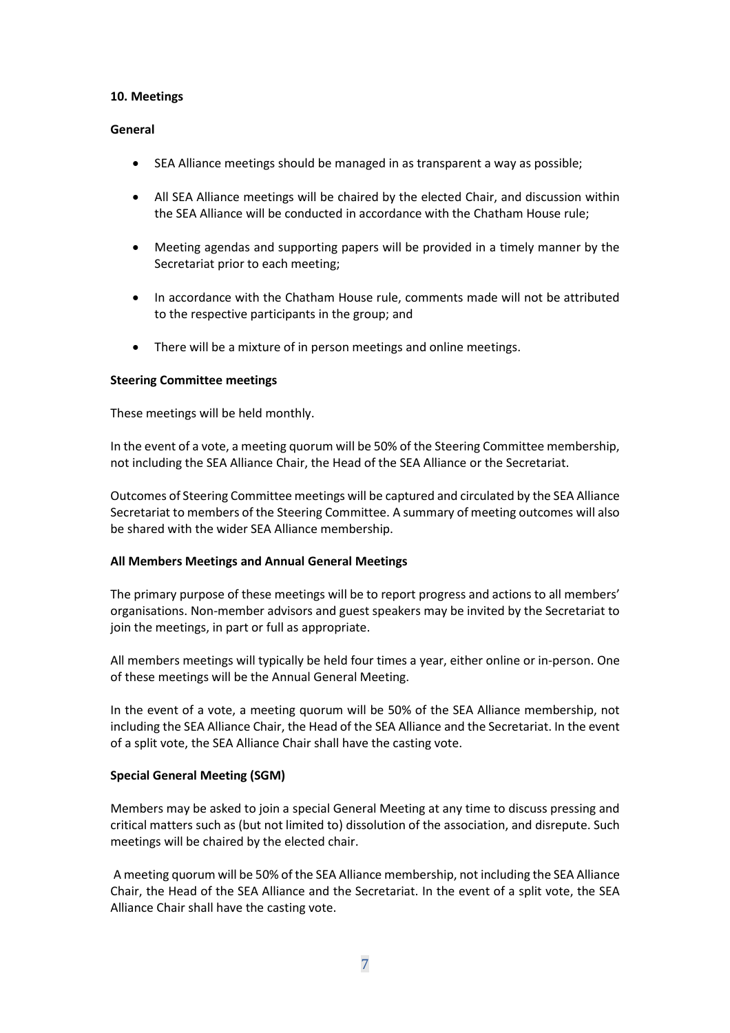## 10. Meetings

### General

- SEA Alliance meetings should be managed in as transparent a way as possible;
- All SEA Alliance meetings will be chaired by the elected Chair, and discussion within the SEA Alliance will be conducted in accordance with the Chatham House rule;
- Meeting agendas and supporting papers will be provided in a timely manner by the Secretariat prior to each meeting;
- In accordance with the Chatham House rule, comments made will not be attributed to the respective participants in the group; and
- There will be a mixture of in person meetings and online meetings.

### Steering Committee meetings

These meetings will be held monthly.

In the event of a vote, a meeting quorum will be 50% of the Steering Committee membership, not including the SEA Alliance Chair, the Head of the SEA Alliance or the Secretariat.

Outcomes of Steering Committee meetings will be captured and circulated by the SEA Alliance Secretariat to members of the Steering Committee. A summary of meeting outcomes will also be shared with the wider SEA Alliance membership.

### All Members Meetings and Annual General Meetings

The primary purpose of these meetings will be to report progress and actions to all members' organisations. Non-member advisors and guest speakers may be invited by the Secretariat to join the meetings, in part or full as appropriate.

All members meetings will typically be held four times a year, either online or in-person. One of these meetings will be the Annual General Meeting.

In the event of a vote, a meeting quorum will be 50% of the SEA Alliance membership, not including the SEA Alliance Chair, the Head of the SEA Alliance and the Secretariat. In the event of a split vote, the SEA Alliance Chair shall have the casting vote.

### Special General Meeting (SGM)

Members may be asked to join a special General Meeting at any time to discuss pressing and critical matters such as (but not limited to) dissolution of the association, and disrepute. Such meetings will be chaired by the elected chair.

A meeting quorum will be 50% of the SEA Alliance membership, not including the SEA Alliance Chair, the Head of the SEA Alliance and the Secretariat. In the event of a split vote, the SEA Alliance Chair shall have the casting vote.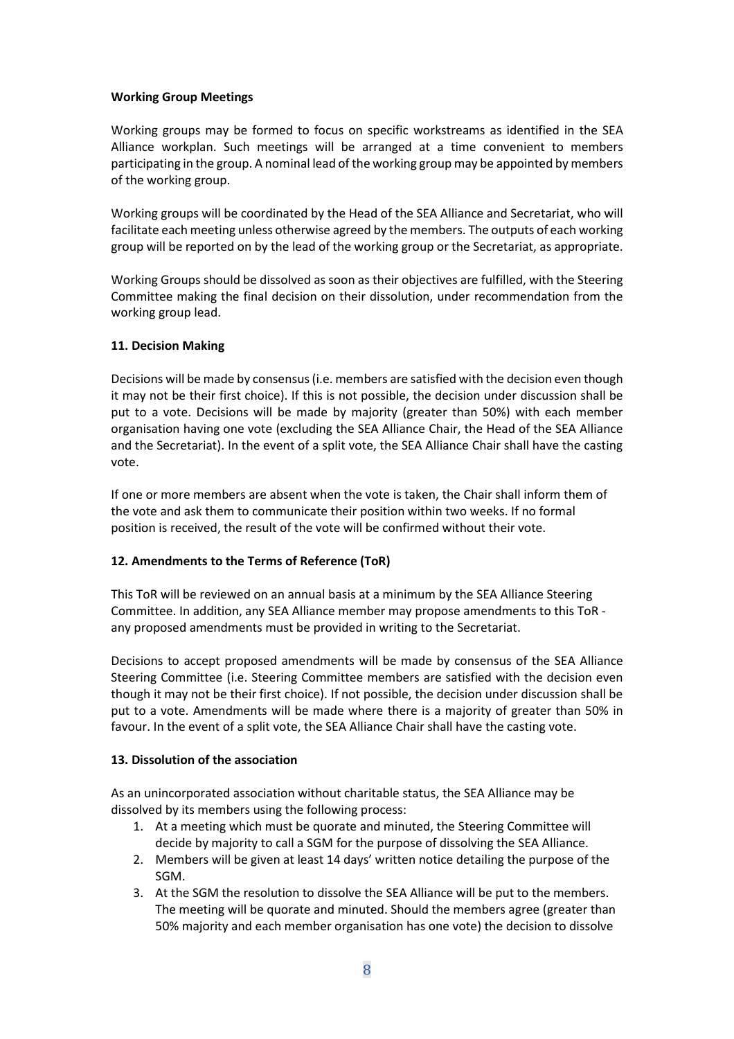**Working Group Meetings**

Working groups may be formed to focus on specific workstreams as identified in the SEA Alliance workplan. Such meetings will be arranged at a time convenient to members participating in the group. A nominal lead of the working group may be appointed by members of the working group.

Working groups will be coordinated by the Head of the SEA Alliance and Secretariat, who will facilitate each meeting unless otherwise agreed by the members. The outputs of each working group will be reported on by the lead of the working group or the Secretariat, as appropriate.

Working Groups should be dissolved as soon as their objectives are fulfilled, with the Steering Committee making the final decision on their dissolution, under recommendation from the working group lead.

**11. Decision Making**

Decisions will be made by consensus (i.e. members are satisfied with the decision even though it may not be their first choice). If this is not possible, the decision under discussion shall be put to a vote. Decisions will be made by majority (greater than 50%) with each member organisation having one vote (excluding the SEA Alliance Chair, the Head of the SEA Alliance and the Secretariat). In the event of a split vote, the SEA Alliance Chair shall have the casting vote.

If one or more members are absent when the vote is taken, the Chair shall inform them of the vote and ask them to communicate their position within two weeks. If no formal position is received, the result of the vote will be confirmed without their vote.

**12. Amendments to the Terms of Reference (ToR)**

This ToR will be reviewed on an annual basis at a minimum by the SEA Alliance Steering Committee. In addition, any SEA Alliance member may propose amendments to this ToR - any proposed amendments must be provided in writing to the Secretariat.

Decisions to accept proposed amendments will be made by consensus of the SEA Alliance Steering Committee (i.e. Steering Committee members are satisfied with the decision even though it may not be their first choice). If not possible, the decision under discussion shall be put to a vote. Amendments will be made where there is a majority of greater than 50% in favour. In the event of a split vote, the SEA Alliance Chair shall have the casting vote.

**13. Dissolution of the association**

As an unincorporated association without charitable status, the SEA Alliance may be dissolved by its members using the following process:

1. At a meeting which must be quorate and minuted, the Steering Committee will decide by majority to call a SGM for the purpose of dissolving the SEA Alliance.
2. Members will be given at least 14 days' written notice detailing the purpose of the SGM.
3. At the SGM the resolution to dissolve the SEA Alliance will be put to the members. The meeting will be quorate and minuted. Should the members agree (greater than 50% majority and each member organisation has one vote) the decision to dissolve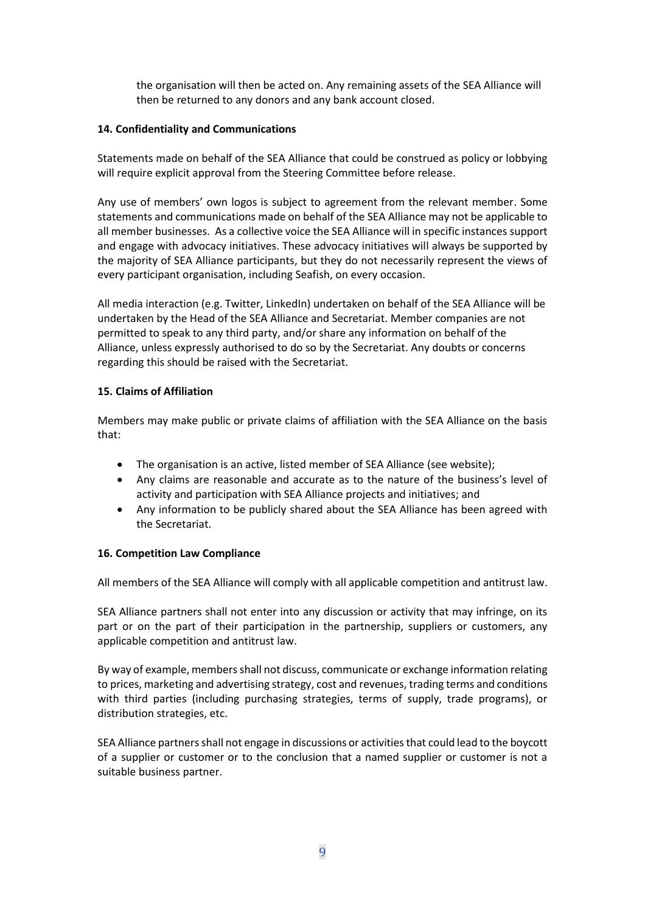the organisation will then be acted on. Any remaining assets of the SEA Alliance will then be returned to any donors and any bank account closed.

**14. Confidentiality and Communications**

Statements made on behalf of the SEA Alliance that could be construed as policy or lobbying will require explicit approval from the Steering Committee before release.

Any use of members' own logos is subject to agreement from the relevant member. Some statements and communications made on behalf of the SEA Alliance may not be applicable to all member businesses. As a collective voice the SEA Alliance will in specific instances support and engage with advocacy initiatives. These advocacy initiatives will always be supported by the majority of SEA Alliance participants, but they do not necessarily represent the views of every participant organisation, including Seafish, on every occasion.

All media interaction (e.g. Twitter, LinkedIn) undertaken on behalf of the SEA Alliance will be undertaken by the Head of the SEA Alliance and Secretariat. Member companies are not permitted to speak to any third party, and/or share any information on behalf of the Alliance, unless expressly authorised to do so by the Secretariat. Any doubts or concerns regarding this should be raised with the Secretariat.

**15. Claims of Affiliation**

Members may make public or private claims of affiliation with the SEA Alliance on the basis that:

- The organisation is an active, listed member of SEA Alliance (see website);
- Any claims are reasonable and accurate as to the nature of the business's level of activity and participation with SEA Alliance projects and initiatives; and
- Any information to be publicly shared about the SEA Alliance has been agreed with the Secretariat.

**16. Competition Law Compliance**

All members of the SEA Alliance will comply with all applicable competition and antitrust law.

SEA Alliance partners shall not enter into any discussion or activity that may infringe, on its part or on the part of their participation in the partnership, suppliers or customers, any applicable competition and antitrust law.

By way of example, members shall not discuss, communicate or exchange information relating to prices, marketing and advertising strategy, cost and revenues, trading terms and conditions with third parties (including purchasing strategies, terms of supply, trade programs), or distribution strategies, etc.

SEA Alliance partners shall not engage in discussions or activities that could lead to the boycott of a supplier or customer or to the conclusion that a named supplier or customer is not a suitable business partner.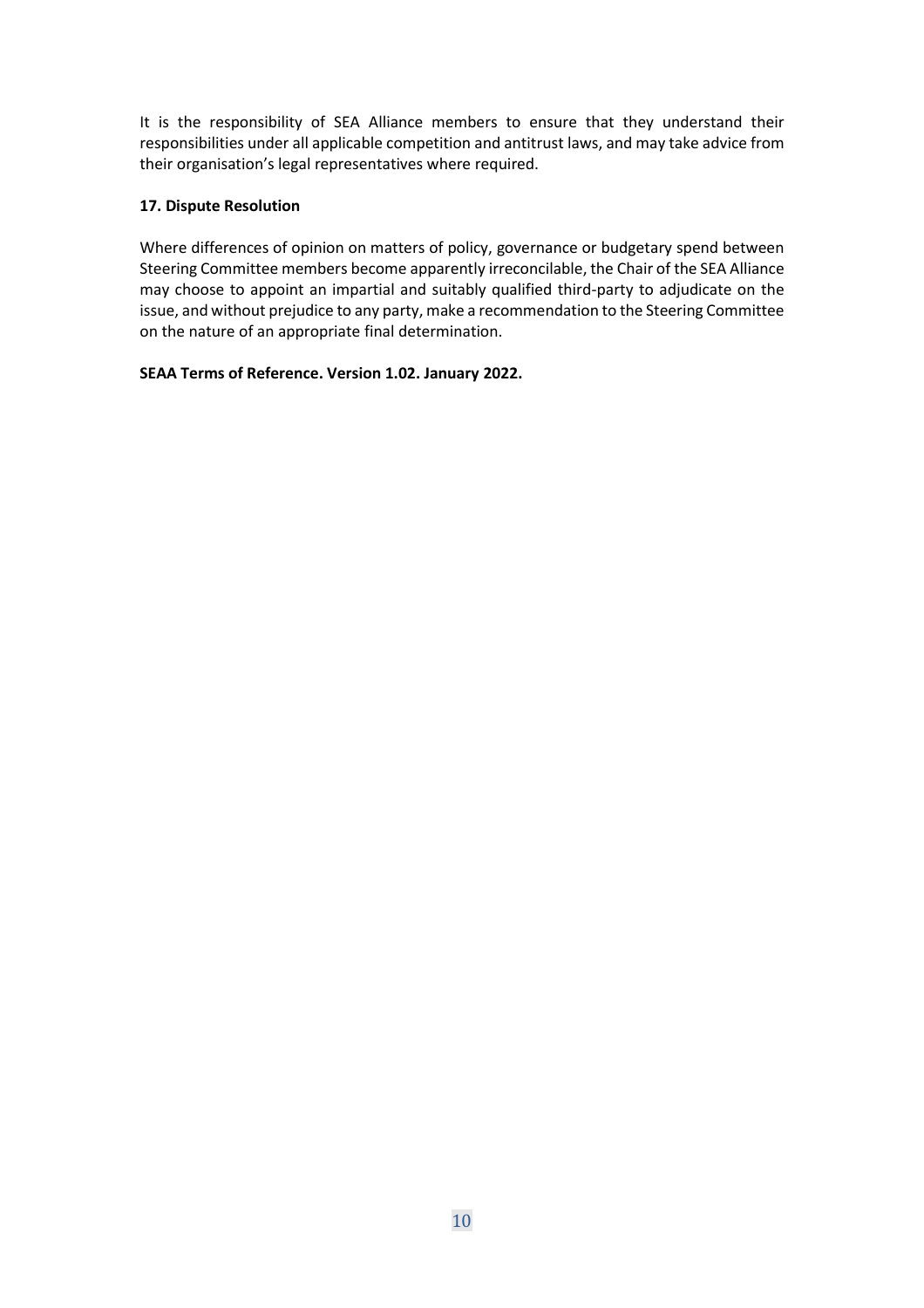It is the responsibility of SEA Alliance members to ensure that they understand their responsibilities under all applicable competition and antitrust laws, and may take advice from their organisation's legal representatives where required.

**17. Dispute Resolution**

Where differences of opinion on matters of policy, governance or budgetary spend between Steering Committee members become apparently irreconcilable, the Chair of the SEA Alliance may choose to appoint an impartial and suitably qualified third-party to adjudicate on the issue, and without prejudice to any party, make a recommendation to the Steering Committee on the nature of an appropriate final determination.

**SEAA Terms of Reference. Version 1.02. January 2022.**